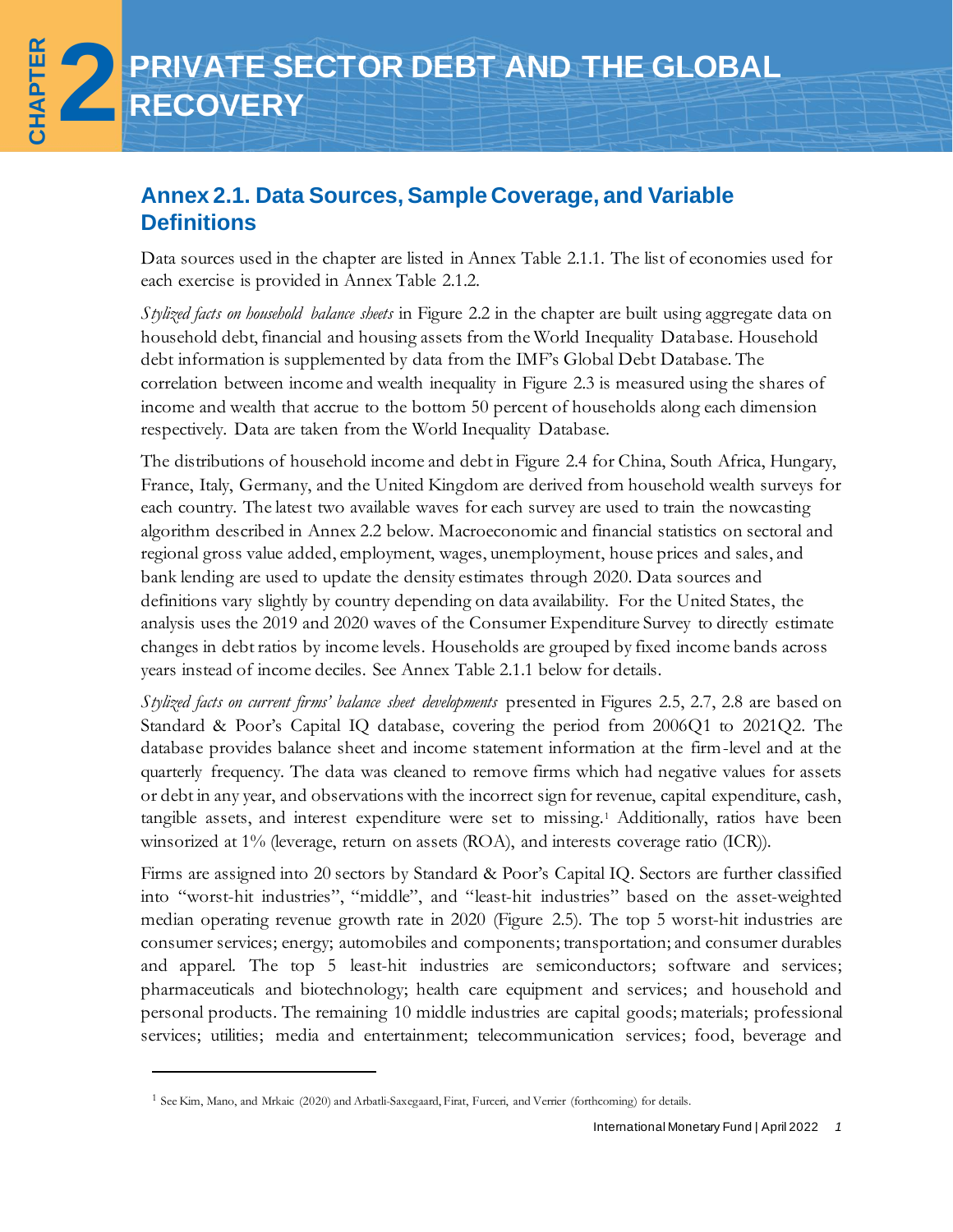# CHAPTER 2 PRIVATE SECTOR DEBT AND THE GLOBAL RECOVERY

## Annex 2.1. Data Sources, Sample Coverage, and Variable Definitions

Data sources used in the chapter are listed in Annex Table 2.1.1. The list of economies used for each exercise is provided in Annex Table 2.1.2.

*Stylized facts on household balance sheets* in Figure 2.2 in the chapter are built using aggregate data on household debt, financial and housing assets from the World Inequality Database. Household debt information is supplemented by data from the IMF's Global Debt Database. The correlation between income and wealth inequality in Figure 2.3 is measured using the shares of income and wealth that accrue to the bottom 50 percent of households along each dimension respectively. Data are taken from the World Inequality Database.

The distributions of household income and debt in Figure 2.4 for China, South Africa, Hungary, France, Italy, Germany, and the United Kingdom are derived from household wealth surveys for each country. The latest two available waves for each survey are used to train the nowcasting algorithm described in Annex 2.2 below. Macroeconomic and financial statistics on sectoral and regional gross value added, employment, wages, unemployment, house prices and sales, and bank lending are used to update the density estimates through 2020. Data sources and definitions vary slightly by country depending on data availability. For the United States, the analysis uses the 2019 and 2020 waves of the Consumer Expenditure Survey to directly estimate changes in debt ratios by income levels. Households are grouped by fixed income bands across years instead of income deciles. See Annex Table 2.1.1 below for details.

*Stylized facts on current firms' balance sheet developments* presented in Figures 2.5, 2.7, 2.8 are based on Standard & Poor's Capital IQ database, covering the period from 2006Q1 to 2021Q2. The database provides balance sheet and income statement information at the firm-level and at the quarterly frequency. The data was cleaned to remove firms which had negative values for assets or debt in any year, and observations with the incorrect sign for revenue, capital expenditure, cash, tangible assets, and interest expenditure were set to missing.[1] Additionally, ratios have been winsorized at 1% (leverage, return on assets (ROA), and interests coverage ratio (ICR)).

Firms are assigned into 20 sectors by Standard & Poor's Capital IQ. Sectors are further classified into "worst-hit industries", "middle", and "least-hit industries" based on the asset-weighted median operating revenue growth rate in 2020 (Figure 2.5). The top 5 worst-hit industries are consumer services; energy; automobiles and components; transportation; and consumer durables and apparel. The top 5 least-hit industries are semiconductors; software and services; pharmaceuticals and biotechnology; health care equipment and services; and household and personal products. The remaining 10 middle industries are capital goods; materials; professional services; utilities; media and entertainment; telecommunication services; food, beverage and

[1] See Kim, Mano, and Mrkaic (2020) and Arbatli-Saxegaard, Firat, Furceri, and Verrier (forthcoming) for details.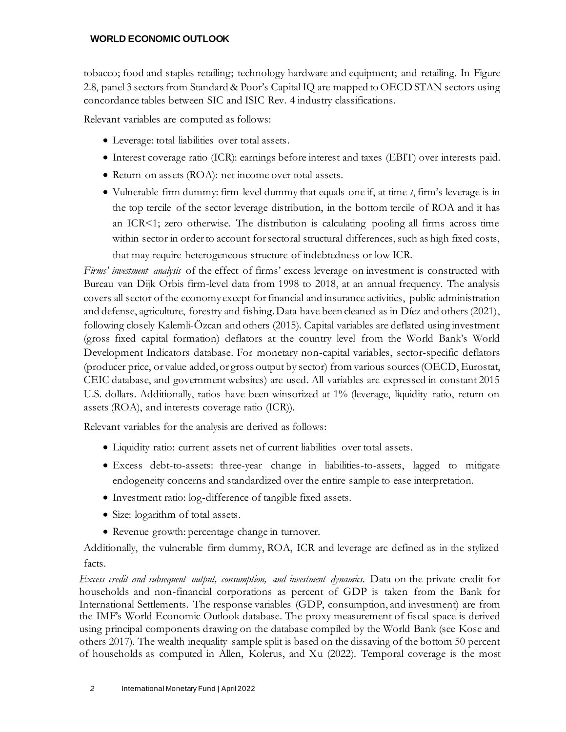tobacco; food and staples retailing; technology hardware and equipment; and retailing. In Figure 2.8, panel 3 sectors from Standard & Poor's Capital IQ are mapped to OECD STAN sectors using concordance tables between SIC and ISIC Rev. 4 industry classifications.

Relevant variables are computed as follows:

- Leverage: total liabilities over total assets.
- Interest coverage ratio (ICR): earnings before interest and taxes (EBIT) over interests paid.
- Return on assets (ROA): net income over total assets.
- Vulnerable firm dummy: firm-level dummy that equals one if, at time *t*, firm's leverage is in the top tercile of the sector leverage distribution, in the bottom tercile of ROA and it has an ICR<1; zero otherwise. The distribution is calculating pooling all firms across time within sector in order to account for sectoral structural differences, such as high fixed costs, that may require heterogeneous structure of indebtedness or low ICR.

*Firms' investment analysis* of the effect of firms' excess leverage on investment is constructed with Bureau van Dijk Orbis firm-level data from 1998 to 2018, at an annual frequency. The analysis covers all sector of the economy except for financial and insurance activities, public administration and defense, agriculture, forestry and fishing. Data have been cleaned as in Díez and others (2021), following closely Kalemli-Özcan and others (2015). Capital variables are deflated using investment (gross fixed capital formation) deflators at the country level from the World Bank's World Development Indicators database. For monetary non-capital variables, sector-specific deflators (producer price, or value added, or gross output by sector) from various sources (OECD, Eurostat, CEIC database, and government websites) are used. All variables are expressed in constant 2015 U.S. dollars. Additionally, ratios have been winsorized at 1% (leverage, liquidity ratio, return on assets (ROA), and interests coverage ratio (ICR)).

Relevant variables for the analysis are derived as follows:

- Liquidity ratio: current assets net of current liabilities over total assets.
- Excess debt-to-assets: three-year change in liabilities-to-assets, lagged to mitigate endogeneity concerns and standardized over the entire sample to ease interpretation.
- Investment ratio: log-difference of tangible fixed assets.
- Size: logarithm of total assets.
- Revenue growth: percentage change in turnover.

Additionally, the vulnerable firm dummy, ROA, ICR and leverage are defined as in the stylized facts.

*Excess credit and subsequent output, consumption, and investment dynamics*. Data on the private credit for households and non-financial corporations as percent of GDP is taken from the Bank for International Settlements. The response variables (GDP, consumption, and investment) are from the IMF's World Economic Outlook database. The proxy measurement of fiscal space is derived using principal components drawing on the database compiled by the World Bank (see Kose and others 2017). The wealth inequality sample split is based on the dissaving of the bottom 50 percent of households as computed in Allen, Kolerus, and Xu (2022). Temporal coverage is the most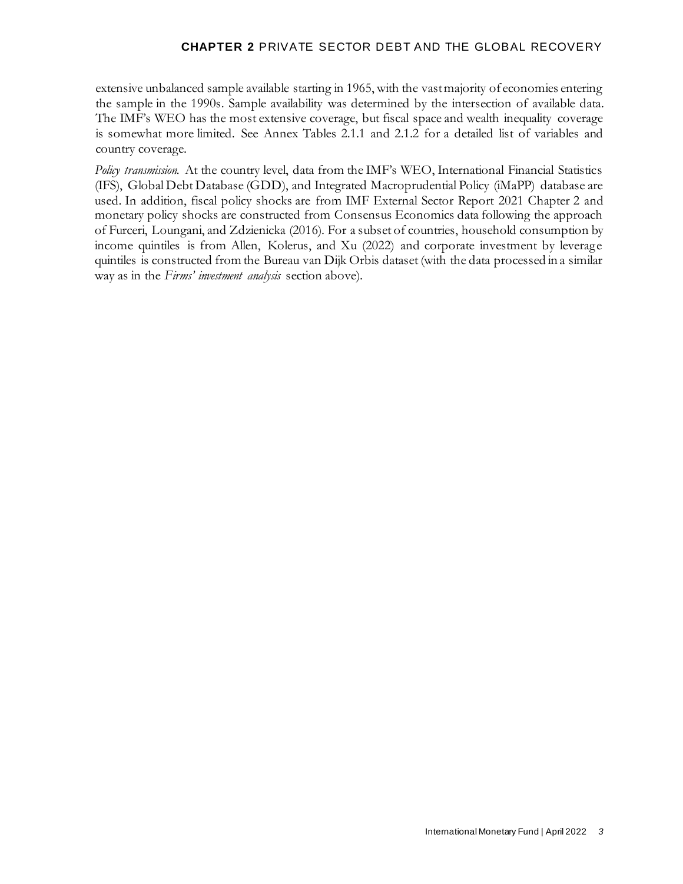extensive unbalanced sample available starting in 1965, with the vast majority of economies entering the sample in the 1990s. Sample availability was determined by the intersection of available data. The IMF's WEO has the most extensive coverage, but fiscal space and wealth inequality coverage is somewhat more limited. See Annex Tables 2.1.1 and 2.1.2 for a detailed list of variables and country coverage.

*Policy transmission.* At the country level, data from the IMF's WEO, International Financial Statistics (IFS), Global Debt Database (GDD), and Integrated Macroprudential Policy (iMaPP) database are used. In addition, fiscal policy shocks are from IMF External Sector Report 2021 Chapter 2 and monetary policy shocks are constructed from Consensus Economics data following the approach of Furceri, Loungani, and Zdzienicka (2016). For a subset of countries, household consumption by income quintiles is from Allen, Kolerus, and Xu (2022) and corporate investment by leverage quintiles is constructed from the Bureau van Dijk Orbis dataset (with the data processed in a similar way as in the *Firms' investment analysis* section above).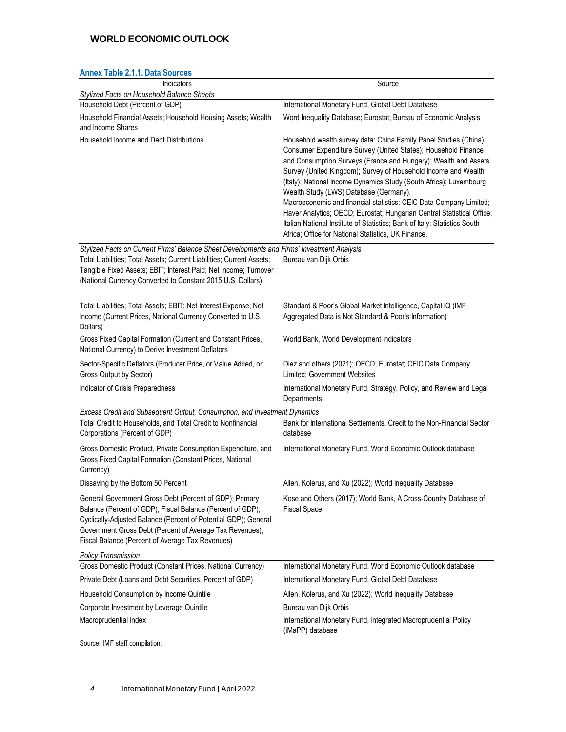**Annex Table 2.1.1. Data Sources**

| Indicators | Source |
|---|---|
| *Stylized Facts on Household Balance Sheets* | |
| Household Debt (Percent of GDP) | International Monetary Fund, Global Debt Database |
| Household Financial Assets; Household Housing Assets; Wealth and Income Shares | Word Inequality Database; Eurostat; Bureau of Economic Analysis |
| Household Income and Debt Distributions | Household wealth survey data: China Family Panel Studies (China); Consumer Expenditure Survey (United States); Household Finance and Consumption Surveys (France and Hungary); Wealth and Assets Survey (United Kingdom); Survey of Household Income and Wealth (Italy); National Income Dynamics Study (South Africa); Luxembourg Wealth Study (LWS) Database (Germany). Macroeconomic and financial statistics: CEIC Data Company Limited; Haver Analytics; OECD; Eurostat; Hungarian Central Statistical Office; Italian National Institute of Statistics; Bank of Italy; Statistics South Africa; Office for National Statistics, UK Finance. |
| *Stylized Facts on Current Firms' Balance Sheet Developments and Firms' Investment Analysis* | |
| Total Liabilities; Total Assets; Current Liabilities; Current Assets; Tangible Fixed Assets; EBIT; Interest Paid; Net Income; Turnover (National Currency Converted to Constant 2015 U.S. Dollars) | Bureau van Dijk Orbis |
| Total Liabilities; Total Assets; EBIT; Net Interest Expense; Net Income (Current Prices, National Currency Converted to U.S. Dollars) | Standard & Poor's Global Market Intelligence, Capital IQ (IMF Aggregated Data is Not Standard & Poor's Information) |
| Gross Fixed Capital Formation (Current and Constant Prices, National Currency) to Derive Investment Deflators | World Bank, World Development Indicators |
| Sector-Specific Deflators (Producer Price, or Value Added, or Gross Output by Sector) | Diez and others (2021); OECD; Eurostat; CEIC Data Company Limited; Government Websites |
| Indicator of Crisis Preparedness | International Monetary Fund, Strategy, Policy, and Review and Legal Departments |
| *Excess Credit and Subsequent Output, Consumption, and Investment Dynamics* | |
| Total Credit to Households, and Total Credit to Nonfinancial Corporations (Percent of GDP) | Bank for International Settlements, Credit to the Non-Financial Sector database |
| Gross Domestic Product, Private Consumption Expenditure, and Gross Fixed Capital Formation (Constant Prices, National Currency) | International Monetary Fund, World Economic Outlook database |
| Dissaving by the Bottom 50 Percent | Allen, Kolerus, and Xu (2022); World Inequality Database |
| General Government Gross Debt (Percent of GDP); Primary Balance (Percent of GDP); Fiscal Balance (Percent of GDP); Cyclically-Adjusted Balance (Percent of Potential GDP); General Government Gross Debt (Percent of Average Tax Revenues); Fiscal Balance (Percent of Average Tax Revenues) | Kose and Others (2017); World Bank, A Cross-Country Database of Fiscal Space |
| *Policy Transmission* | |
| Gross Domestic Product (Constant Prices, National Currency) | International Monetary Fund, World Economic Outlook database |
| Private Debt (Loans and Debt Securities, Percent of GDP) | International Monetary Fund, Global Debt Database |
| Household Consumption by Income Quintile | Allen, Kolerus, and Xu (2022); World Inequality Database |
| Corporate Investment by Leverage Quintile | Bureau van Dijk Orbis |
| Macroprudential Index | International Monetary Fund, Integrated Macroprudential Policy (iMaPP) database |

Source: IMF staff compilation.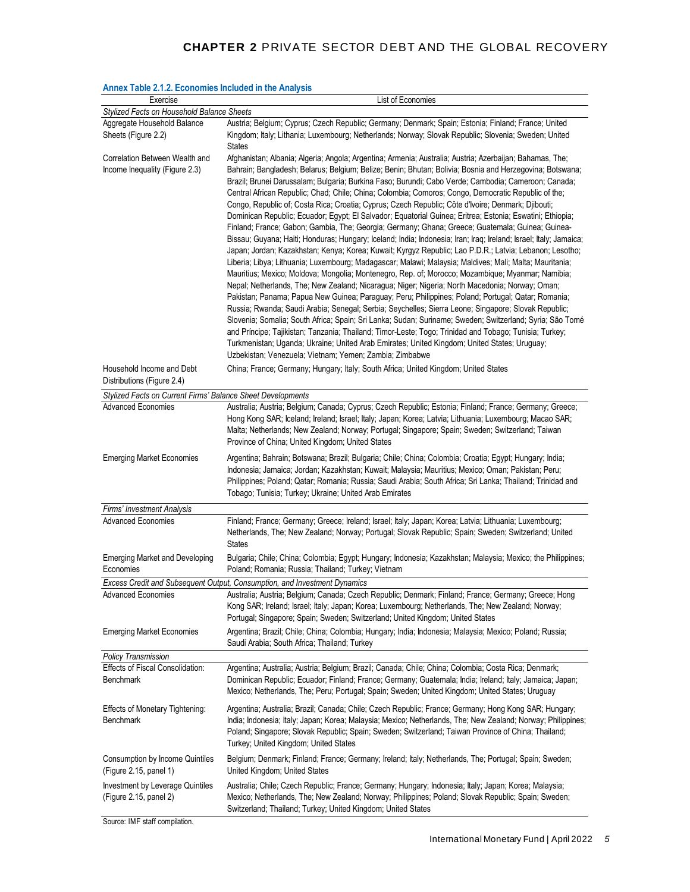**Annex Table 2.1.2. Economies Included in the Analysis**

| Exercise | List of Economies |
|---|---|
| *Stylized Facts on Household Balance Sheets* | |
| Aggregate Household Balance Sheets (Figure 2.2) | Austria; Belgium; Cyprus; Czech Republic; Germany; Denmark; Spain; Estonia; Finland; France; United Kingdom; Italy; Lithania; Luxembourg; Netherlands; Norway; Slovak Republic; Slovenia; Sweden; United States |
| Correlation Between Wealth and Income Inequality (Figure 2.3) | Afghanistan; Albania; Algeria; Angola; Argentina; Armenia; Australia; Austria; Azerbaijan; Bahamas, The; Bahrain; Bangladesh; Belarus; Belgium; Belize; Benin; Bhutan; Bolivia; Bosnia and Herzegovina; Botswana; Brazil; Brunei Darussalam; Bulgaria; Burkina Faso; Burundi; Cabo Verde; Cambodia; Cameroon; Canada; Central African Republic; Chad; Chile; China; Colombia; Comoros; Congo, Democratic Republic of the; Congo, Republic of; Costa Rica; Croatia; Cyprus; Czech Republic; Côte d'Ivoire; Denmark; Djibouti; Dominican Republic; Ecuador; Egypt; El Salvador; Equatorial Guinea; Eritrea; Estonia; Eswatini; Ethiopia; Finland; France; Gabon; Gambia, The; Georgia; Germany; Ghana; Greece; Guatemala; Guinea; Guinea-Bissau; Guyana; Haiti; Honduras; Hungary; Iceland; India; Indonesia; Iran; Iraq; Ireland; Israel; Italy; Jamaica; Japan; Jordan; Kazakhstan; Kenya; Korea; Kuwait; Kyrgyz Republic; Lao P.D.R.; Latvia; Lebanon; Lesotho; Liberia; Libya; Lithuania; Luxembourg; Madagascar; Malawi; Malaysia; Maldives; Mali; Malta; Mauritania; Mauritius; Mexico; Moldova; Mongolia; Montenegro, Rep. of; Morocco; Mozambique; Myanmar; Namibia; Nepal; Netherlands, The; New Zealand; Nicaragua; Niger; Nigeria; North Macedonia; Norway; Oman; Pakistan; Panama; Papua New Guinea; Paraguay; Peru; Philippines; Poland; Portugal; Qatar; Romania; Russia; Rwanda; Saudi Arabia; Senegal; Serbia; Seychelles; Sierra Leone; Singapore; Slovak Republic; Slovenia; Somalia; South Africa; Spain; Sri Lanka; Sudan; Suriname; Sweden; Switzerland; Syria; São Tomé and Príncipe; Tajikistan; Tanzania; Thailand; Timor-Leste; Togo; Trinidad and Tobago; Tunisia; Turkey; Turkmenistan; Uganda; Ukraine; United Arab Emirates; United Kingdom; United States; Uruguay; Uzbekistan; Venezuela; Vietnam; Yemen; Zambia; Zimbabwe |
| Household Income and Debt Distributions (Figure 2.4) | China; France; Germany; Hungary; Italy; South Africa; United Kingdom; United States |
| *Stylized Facts on Current Firms' Balance Sheet Developments* | |
| Advanced Economies | Australia; Austria; Belgium; Canada; Cyprus; Czech Republic; Estonia; Finland; France; Germany; Greece; Hong Kong SAR; Iceland; Ireland; Israel; Italy; Japan; Korea; Latvia; Lithuania; Luxembourg; Macao SAR; Malta; Netherlands; New Zealand; Norway; Portugal; Singapore; Spain; Sweden; Switzerland; Taiwan Province of China; United Kingdom; United States |
| Emerging Market Economies | Argentina; Bahrain; Botswana; Brazil; Bulgaria; Chile; China; Colombia; Croatia; Egypt; Hungary; India; Indonesia; Jamaica; Jordan; Kazakhstan; Kuwait; Malaysia; Mauritius; Mexico; Oman; Pakistan; Peru; Philippines; Poland; Qatar; Romania; Russia; Saudi Arabia; South Africa; Sri Lanka; Thailand; Trinidad and Tobago; Tunisia; Turkey; Ukraine; United Arab Emirates |
| *Firms' Investment Analysis* | |
| Advanced Economies | Finland; France; Germany; Greece; Ireland; Israel; Italy; Japan; Korea; Latvia; Lithuania; Luxembourg; Netherlands, The; New Zealand; Norway; Portugal; Slovak Republic; Spain; Sweden; Switzerland; United States |
| Emerging Market and Developing Economies | Bulgaria; Chile; China; Colombia; Egypt; Hungary; Indonesia; Kazakhstan; Malaysia; Mexico; the Philippines; Poland; Romania; Russia; Thailand; Turkey; Vietnam |
| *Excess Credit and Subsequent Output, Consumption, and Investment Dynamics* | |
| Advanced Economies | Australia; Austria; Belgium; Canada; Czech Republic; Denmark; Finland; France; Germany; Greece; Hong Kong SAR; Ireland; Israel; Italy; Japan; Korea; Luxembourg; Netherlands, The; New Zealand; Norway; Portugal; Singapore; Spain; Sweden; Switzerland; United Kingdom; United States |
| Emerging Market Economies | Argentina; Brazil; Chile; China; Colombia; Hungary; India; Indonesia; Malaysia; Mexico; Poland; Russia; Saudi Arabia; South Africa; Thailand; Turkey |
| *Policy Transmission* | |
| Effects of Fiscal Consolidation: Benchmark | Argentina; Australia; Austria; Belgium; Brazil; Canada; Chile; China; Colombia; Costa Rica; Denmark; Dominican Republic; Ecuador; Finland; France; Germany; Guatemala; India; Ireland; Italy; Jamaica; Japan; Mexico; Netherlands, The; Peru; Portugal; Spain; Sweden; United Kingdom; United States; Uruguay |
| Effects of Monetary Tightening: Benchmark | Argentina; Australia; Brazil; Canada; Chile; Czech Republic; France; Germany; Hong Kong SAR; Hungary; India; Indonesia; Italy; Japan; Korea; Malaysia; Mexico; Netherlands, The; New Zealand; Norway; Philippines; Poland; Singapore; Slovak Republic; Spain; Sweden; Switzerland; Taiwan Province of China; Thailand; Turkey; United Kingdom; United States |
| Consumption by Income Quintiles (Figure 2.15, panel 1) | Belgium; Denmark; Finland; France; Germany; Ireland; Italy; Netherlands, The; Portugal; Spain; Sweden; United Kingdom; United States |
| Investment by Leverage Quintiles (Figure 2.15, panel 2) | Australia; Chile; Czech Republic; France; Germany; Hungary; Indonesia; Italy; Japan; Korea; Malaysia; Mexico; Netherlands, The; New Zealand; Norway; Philippines; Poland; Slovak Republic; Spain; Sweden; Switzerland; Thailand; Turkey; United Kingdom; United States |

Source: IMF staff compilation.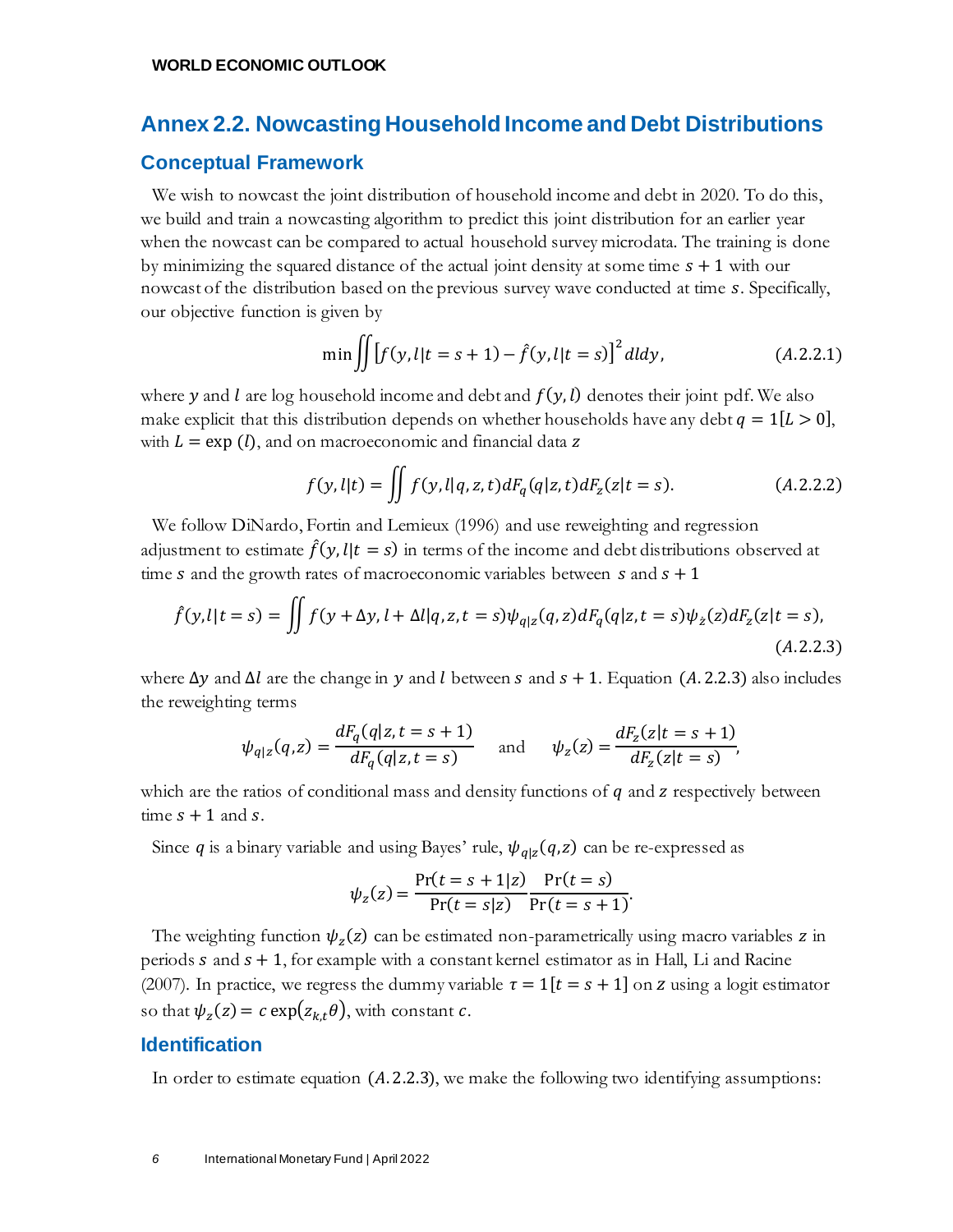## Annex 2.2. Nowcasting Household Income and Debt Distributions

### Conceptual Framework

We wish to nowcast the joint distribution of household income and debt in 2020. To do this, we build and train a nowcasting algorithm to predict this joint distribution for an earlier year when the nowcast can be compared to actual household survey microdata. The training is done by minimizing the squared distance of the actual joint density at some time $s+1$ with our nowcast of the distribution based on the previous survey wave conducted at time $s$. Specifically, our objective function is given by

$$\min \iint \left[f(y,l|t=s+1) - \hat{f}(y,l|t=s)\right]^2 dl dy, \qquad (A.2.2.1)$$

where $y$ and $l$ are log household income and debt and $f(y,l)$ denotes their joint pdf. We also make explicit that this distribution depends on whether households have any debt $q = 1[L > 0]$, with $L = \exp(l)$, and on macroeconomic and financial data $z$

$$f(y,l|t) = \iint f(y,l|q,z,t) dF_q(q|z,t) dF_z(z|t=s). \qquad (A.2.2.2)$$

We follow DiNardo, Fortin and Lemieux (1996) and use reweighting and regression adjustment to estimate $\hat{f}(y,l|t=s)$ in terms of the income and debt distributions observed at time $s$ and the growth rates of macroeconomic variables between $s$ and $s+1$

$$\hat{f}(y,l|t=s) = \iint f(y+\Delta y, l+\Delta l|q,z,t=s)\psi_{q|z}(q,z) dF_q(q|z,t=s)\psi_z(z) dF_z(z|t=s), \qquad (A.2.2.3)$$

where $\Delta y$ and $\Delta l$ are the change in $y$ and $l$ between $s$ and $s+1$. Equation $(A.2.2.3)$ also includes the reweighting terms

$$\psi_{q|z}(q,z) = \frac{dF_q(q|z,t=s+1)}{dF_q(q|z,t=s)} \quad \text{and} \quad \psi_z(z) = \frac{dF_z(z|t=s+1)}{dF_z(z|t=s)},$$

which are the ratios of conditional mass and density functions of $q$ and $z$ respectively between time $s+1$ and $s$.

Since $q$ is a binary variable and using Bayes' rule, $\psi_{q|z}(q,z)$ can be re-expressed as

$$\psi_z(z) = \frac{\Pr(t=s+1|z)}{\Pr(t=s|z)} \frac{\Pr(t=s)}{\Pr(t=s+1)}.$$

The weighting function $\psi_z(z)$ can be estimated non-parametrically using macro variables $z$ in periods $s$ and $s+1$, for example with a constant kernel estimator as in Hall, Li and Racine (2007). In practice, we regress the dummy variable $\tau = 1[t=s+1]$ on $z$ using a logit estimator so that $\psi_z(z) = c\exp(z_{k,t}\theta)$, with constant $c$.

### Identification

In order to estimate equation $(A.2.2.3)$, we make the following two identifying assumptions: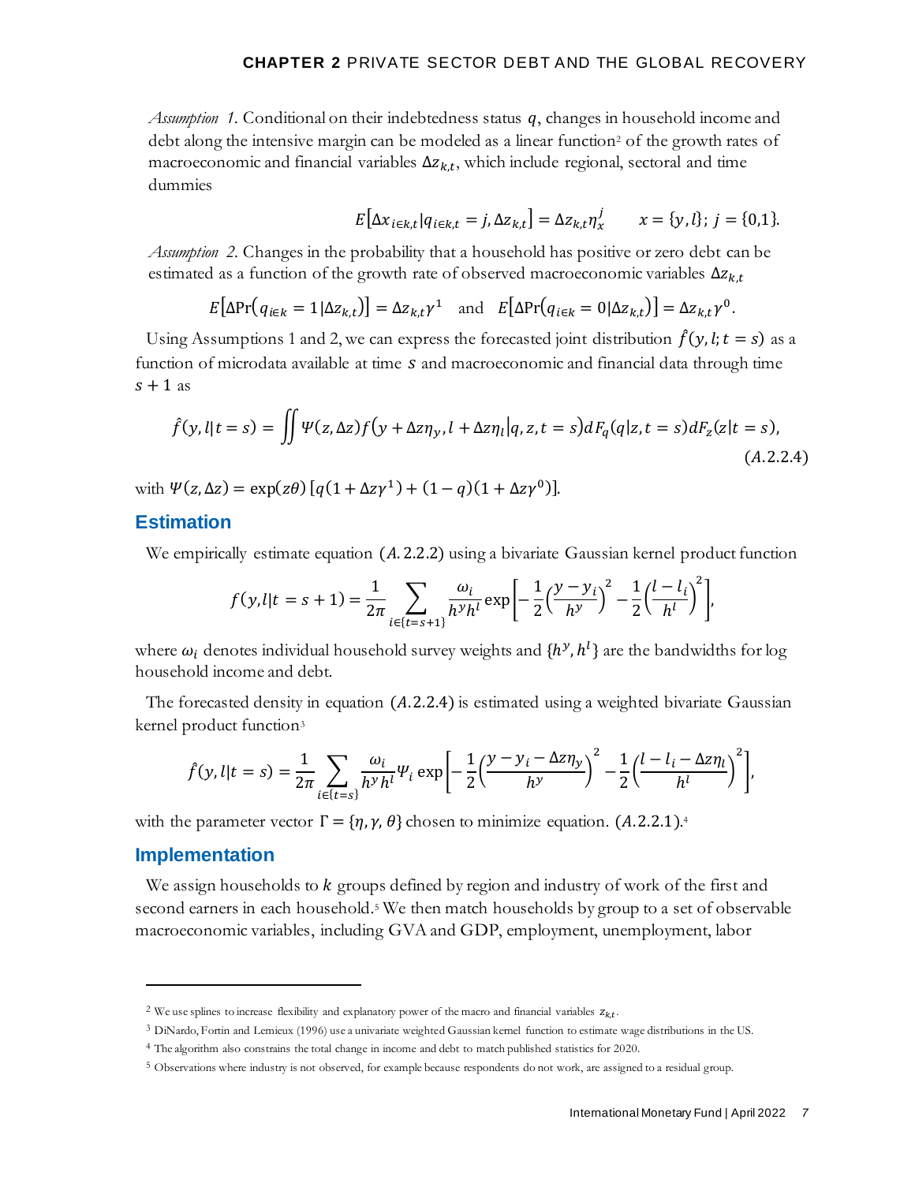*Assumption 1.* Conditional on their indebtedness status $q$, changes in household income and debt along the intensive margin can be modeled as a linear function[2] of the growth rates of macroeconomic and financial variables $\Delta z_{k,t}$, which include regional, sectoral and time dummies

$$E\left[\Delta x_{i\in k,t} | q_{i\in k,t} = j, \Delta z_{k,t}\right] = \Delta z_{k,t} \eta_x^j \qquad x = \{y, l\};\ j = \{0,1\}.$$

*Assumption 2.* Changes in the probability that a household has positive or zero debt can be estimated as a function of the growth rate of observed macroeconomic variables $\Delta z_{k,t}$

$$E\left[\Delta \Pr\left(q_{i\in k} = 1 | \Delta z_{k,t}\right)\right] = \Delta z_{k,t} \gamma^1 \quad \text{and} \quad E\left[\Delta \Pr\left(q_{i\in k} = 0 | \Delta z_{k,t}\right)\right] = \Delta z_{k,t} \gamma^0.$$

Using Assumptions 1 and 2, we can express the forecasted joint distribution $\hat{f}(y, l; t = s)$ as a function of microdata available at time $s$ and macroeconomic and financial data through time $s + 1$ as

$$\hat{f}(y, l | t = s) = \iint \Psi(z, \Delta z) f\left(y + \Delta z \eta_y, l + \Delta z \eta_l | q, z, t = s\right) dF_q(q | z, t = s) dF_z(z | t = s), \qquad (A.2.2.4)$$

with $\Psi(z, \Delta z) = \exp(z\theta)\left[q(1 + \Delta z \gamma^1) + (1 - q)(1 + \Delta z \gamma^0)\right]$.

## Estimation

We empirically estimate equation $(A.2.2.2)$ using a bivariate Gaussian kernel product function

$$f(y, l | t = s + 1) = \frac{1}{2\pi} \sum_{i \in \{t = s+1\}} \frac{\omega_i}{h^y h^l} \exp\left[-\frac{1}{2}\left(\frac{y - y_i}{h^y}\right)^2 - \frac{1}{2}\left(\frac{l - l_i}{h^l}\right)^2\right],$$

where $\omega_i$ denotes individual household survey weights and $\{h^y, h^l\}$ are the bandwidths for log household income and debt.

The forecasted density in equation $(A.2.2.4)$ is estimated using a weighted bivariate Gaussian kernel product function[3]

$$\hat{f}(y, l | t = s) = \frac{1}{2\pi} \sum_{i \in \{t = s\}} \frac{\omega_i}{h^y h^l} \Psi_i \exp\left[-\frac{1}{2}\left(\frac{y - y_i - \Delta z \eta_y}{h^y}\right)^2 - \frac{1}{2}\left(\frac{l - l_i - \Delta z \eta_l}{h^l}\right)^2\right],$$

with the parameter vector $\Gamma = \{\eta, \gamma, \theta\}$ chosen to minimize equation. $(A.2.2.1)$.[4]

## Implementation

We assign households to $k$ groups defined by region and industry of work of the first and second earners in each household.[5] We then match households by group to a set of observable macroeconomic variables, including GVA and GDP, employment, unemployment, labor

---

[2] We use splines to increase flexibility and explanatory power of the macro and financial variables $z_{k,t}$.

[3] DiNardo, Fortin and Lemieux (1996) use a univariate weighted Gaussian kernel function to estimate wage distributions in the US.

[4] The algorithm also constrains the total change in income and debt to match published statistics for 2020.

[5] Observations where industry is not observed, for example because respondents do not work, are assigned to a residual group.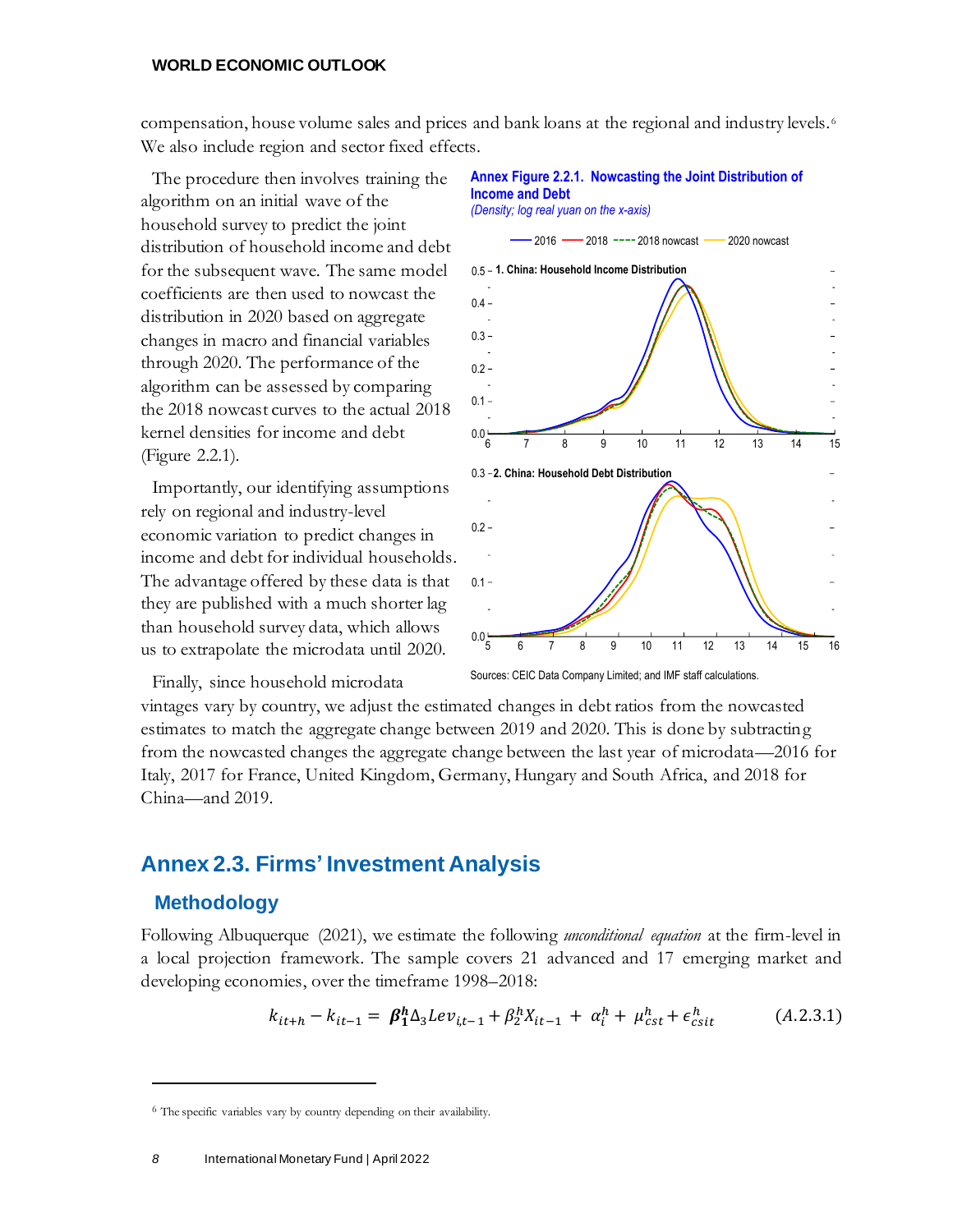compensation, house volume sales and prices and bank loans at the regional and industry levels.[6] We also include region and sector fixed effects.

The procedure then involves training the algorithm on an initial wave of the household survey to predict the joint distribution of household income and debt for the subsequent wave. The same model coefficients are then used to nowcast the distribution in 2020 based on aggregate changes in macro and financial variables through 2020. The performance of the algorithm can be assessed by comparing the 2018 nowcast curves to the actual 2018 kernel densities for income and debt (Figure 2.2.1).

Importantly, our identifying assumptions rely on regional and industry-level economic variation to predict changes in income and debt for individual households. The advantage offered by these data is that they are published with a much shorter lag than household survey data, which allows us to extrapolate the microdata until 2020.

**Annex Figure 2.2.1. Nowcasting the Joint Distribution of Income and Debt**

*(Density; log real yuan on the x-axis)*

Sources: CEIC Data Company Limited; and IMF staff calculations.

Finally, since household microdata vintages vary by country, we adjust the estimated changes in debt ratios from the nowcasted estimates to match the aggregate change between 2019 and 2020. This is done by subtracting from the nowcasted changes the aggregate change between the last year of microdata—2016 for Italy, 2017 for France, United Kingdom, Germany, Hungary and South Africa, and 2018 for China—and 2019.

## Annex 2.3. Firms' Investment Analysis

### Methodology

Following Albuquerque (2021), we estimate the following *unconditional equation* at the firm-level in a local projection framework. The sample covers 21 advanced and 17 emerging market and developing economies, over the timeframe 1998–2018:

$$k_{it+h} - k_{it-1} = \boldsymbol{\beta_1^h} \Delta_3 Lev_{i,t-1} + \beta_2^h X_{it-1} + \alpha_i^h + \mu_{cst}^h + \epsilon_{csit}^h \tag{A.2.3.1}$$

[6] The specific variables vary by country depending on their availability.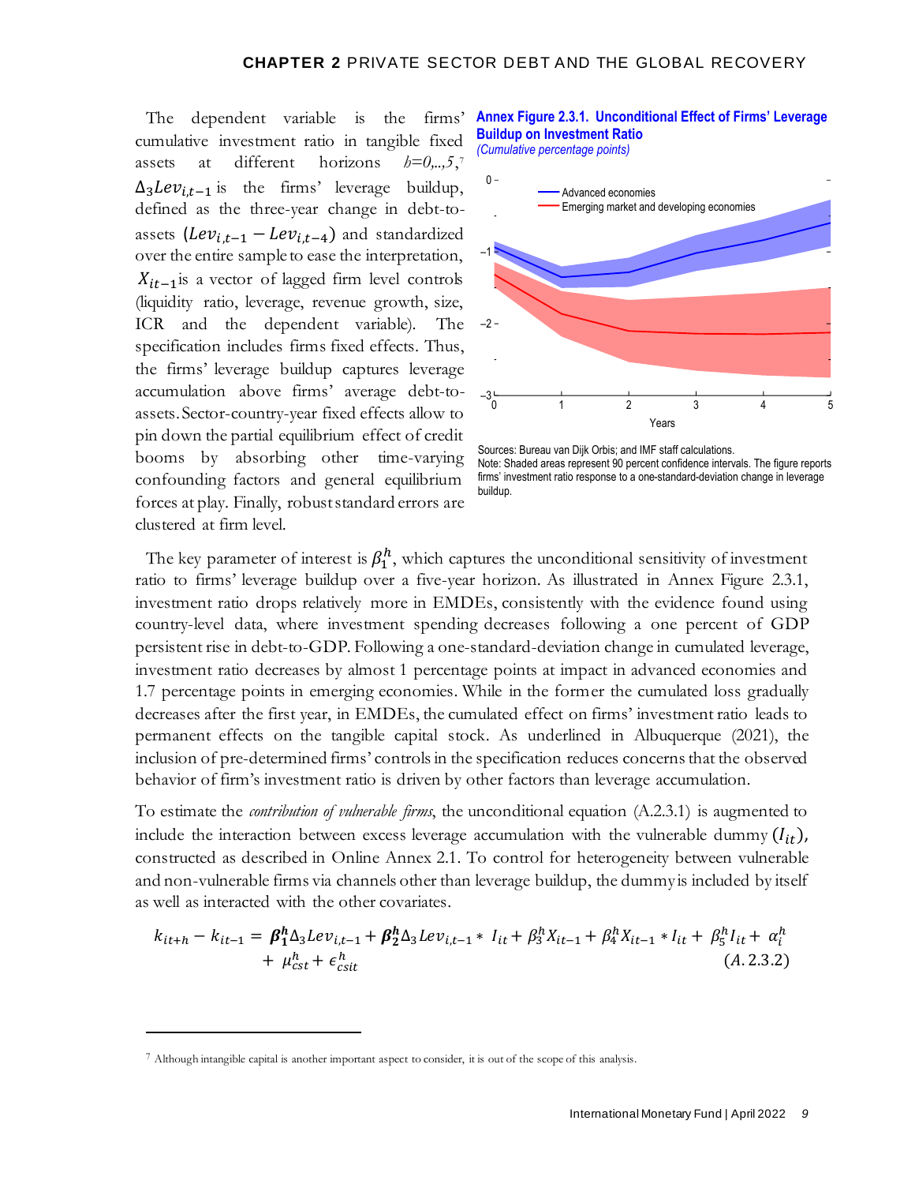The dependent variable is the firms' cumulative investment ratio in tangible fixed assets at different horizons $h=0,..,5$,[7] $\Delta_3 Lev_{i,t-1}$ is the firms' leverage buildup, defined as the three-year change in debt-to-assets $(Lev_{i,t-1} - Lev_{i,t-4})$ and standardized over the entire sample to ease the interpretation, $X_{it-1}$ is a vector of lagged firm level controls (liquidity ratio, leverage, revenue growth, size, ICR and the dependent variable). The specification includes firms fixed effects. Thus, the firms' leverage buildup captures leverage accumulation above firms' average debt-to-assets. Sector-country-year fixed effects allow to pin down the partial equilibrium effect of credit booms by absorbing other time-varying confounding factors and general equilibrium forces at play. Finally, robust standard errors are clustered at firm level.

**Annex Figure 2.3.1. Unconditional Effect of Firms' Leverage Buildup on Investment Ratio**
*(Cumulative percentage points)*

Sources: Bureau van Dijk Orbis; and IMF staff calculations.
Note: Shaded areas represent 90 percent confidence intervals. The figure reports firms' investment ratio response to a one-standard-deviation change in leverage buildup.

The key parameter of interest is $\beta_1^h$, which captures the unconditional sensitivity of investment ratio to firms' leverage buildup over a five-year horizon. As illustrated in Annex Figure 2.3.1, investment ratio drops relatively more in EMDEs, consistently with the evidence found using country-level data, where investment spending decreases following a one percent of GDP persistent rise in debt-to-GDP. Following a one-standard-deviation change in cumulated leverage, investment ratio decreases by almost 1 percentage points at impact in advanced economies and 1.7 percentage points in emerging economies. While in the former the cumulated loss gradually decreases after the first year, in EMDEs, the cumulated effect on firms' investment ratio leads to permanent effects on the tangible capital stock. As underlined in Albuquerque (2021), the inclusion of pre-determined firms' controls in the specification reduces concerns that the observed behavior of firm's investment ratio is driven by other factors than leverage accumulation.

To estimate the *contribution of vulnerable firms*, the unconditional equation (A.2.3.1) is augmented to include the interaction between excess leverage accumulation with the vulnerable dummy $(I_{it})$, constructed as described in Online Annex 2.1. To control for heterogeneity between vulnerable and non-vulnerable firms via channels other than leverage buildup, the dummy is included by itself as well as interacted with the other covariates.

$$k_{it+h} - k_{it-1} = \boldsymbol{\beta_1^h} \Delta_3 Lev_{i,t-1} + \boldsymbol{\beta_2^h} \Delta_3 Lev_{i,t-1} * I_{it} + \beta_3^h X_{it-1} + \beta_4^h X_{it-1} * I_{it} + \beta_5^h I_{it} + \alpha_i^h + \mu_{cst}^h + \epsilon_{csit}^h \qquad (A.2.3.2)$$

[7] Although intangible capital is another important aspect to consider, it is out of the scope of this analysis.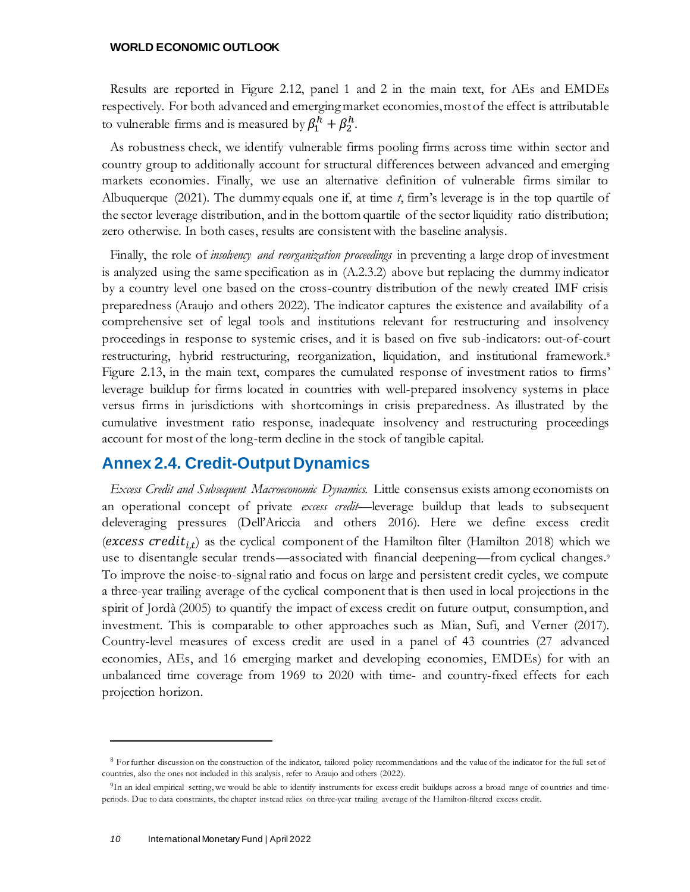Results are reported in Figure 2.12, panel 1 and 2 in the main text, for AEs and EMDEs respectively. For both advanced and emerging market economies, most of the effect is attributable to vulnerable firms and is measured by $\beta_1^h + \beta_2^h$.

As robustness check, we identify vulnerable firms pooling firms across time within sector and country group to additionally account for structural differences between advanced and emerging markets economies. Finally, we use an alternative definition of vulnerable firms similar to Albuquerque (2021). The dummy equals one if, at time *t*, firm's leverage is in the top quartile of the sector leverage distribution, and in the bottom quartile of the sector liquidity ratio distribution; zero otherwise. In both cases, results are consistent with the baseline analysis.

Finally, the role of *insolvency and reorganization proceedings* in preventing a large drop of investment is analyzed using the same specification as in (A.2.3.2) above but replacing the dummy indicator by a country level one based on the cross-country distribution of the newly created IMF crisis preparedness (Araujo and others 2022). The indicator captures the existence and availability of a comprehensive set of legal tools and institutions relevant for restructuring and insolvency proceedings in response to systemic crises, and it is based on five sub-indicators: out-of-court restructuring, hybrid restructuring, reorganization, liquidation, and institutional framework.[8] Figure 2.13, in the main text, compares the cumulated response of investment ratios to firms' leverage buildup for firms located in countries with well-prepared insolvency systems in place versus firms in jurisdictions with shortcomings in crisis preparedness. As illustrated by the cumulative investment ratio response, inadequate insolvency and restructuring proceedings account for most of the long-term decline in the stock of tangible capital.

## Annex 2.4. Credit-Output Dynamics

*Excess Credit and Subsequent Macroeconomic Dynamics.* Little consensus exists among economists on an operational concept of private *excess credit*—leverage buildup that leads to subsequent deleveraging pressures (Dell'Ariccia and others 2016). Here we define excess credit ($excess\ credit_{i,t}$) as the cyclical component of the Hamilton filter (Hamilton 2018) which we use to disentangle secular trends—associated with financial deepening—from cyclical changes.[9] To improve the noise-to-signal ratio and focus on large and persistent credit cycles, we compute a three-year trailing average of the cyclical component that is then used in local projections in the spirit of Jordà (2005) to quantify the impact of excess credit on future output, consumption, and investment. This is comparable to other approaches such as Mian, Sufi, and Verner (2017). Country-level measures of excess credit are used in a panel of 43 countries (27 advanced economies, AEs, and 16 emerging market and developing economies, EMDEs) for with an unbalanced time coverage from 1969 to 2020 with time- and country-fixed effects for each projection horizon.

---

[8] For further discussion on the construction of the indicator, tailored policy recommendations and the value of the indicator for the full set of countries, also the ones not included in this analysis, refer to Araujo and others (2022).

[9] In an ideal empirical setting, we would be able to identify instruments for excess credit buildups across a broad range of countries and time-periods. Due to data constraints, the chapter instead relies on three-year trailing average of the Hamilton-filtered excess credit.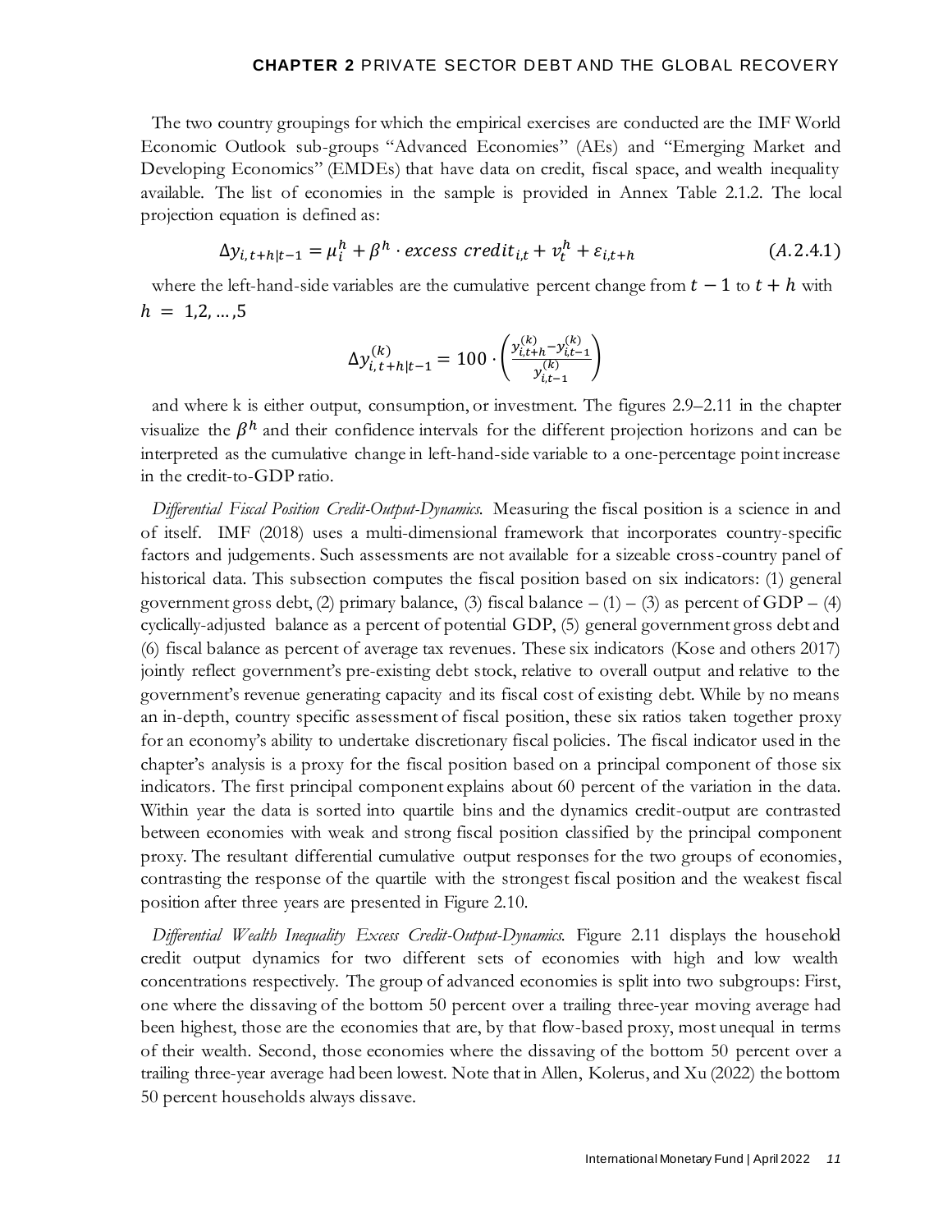The two country groupings for which the empirical exercises are conducted are the IMF World Economic Outlook sub-groups "Advanced Economies" (AEs) and "Emerging Market and Developing Economics" (EMDEs) that have data on credit, fiscal space, and wealth inequality available. The list of economies in the sample is provided in Annex Table 2.1.2. The local projection equation is defined as:

$$\Delta y_{i,t+h|t-1} = \mu_i^h + \beta^h \cdot excess\ credit_{i,t} + v_t^h + \varepsilon_{i,t+h} \qquad (A.2.4.1)$$

where the left-hand-side variables are the cumulative percent change from $t-1$ to $t+h$ with $h = 1,2,\ldots,5$

$$\Delta y_{i,t+h|t-1}^{(k)} = 100 \cdot \left( \frac{y_{i,t+h}^{(k)} - y_{i,t-1}^{(k)}}{y_{i,t-1}^{(k)}} \right)$$

and where k is either output, consumption, or investment. The figures 2.9–2.11 in the chapter visualize the $\beta^h$ and their confidence intervals for the different projection horizons and can be interpreted as the cumulative change in left-hand-side variable to a one-percentage point increase in the credit-to-GDP ratio.

*Differential Fiscal Position Credit-Output-Dynamics.* Measuring the fiscal position is a science in and of itself. IMF (2018) uses a multi-dimensional framework that incorporates country-specific factors and judgements. Such assessments are not available for a sizeable cross-country panel of historical data. This subsection computes the fiscal position based on six indicators: (1) general government gross debt, (2) primary balance, (3) fiscal balance – (1) – (3) as percent of GDP – (4) cyclically-adjusted balance as a percent of potential GDP, (5) general government gross debt and (6) fiscal balance as percent of average tax revenues. These six indicators (Kose and others 2017) jointly reflect government's pre-existing debt stock, relative to overall output and relative to the government's revenue generating capacity and its fiscal cost of existing debt. While by no means an in-depth, country specific assessment of fiscal position, these six ratios taken together proxy for an economy's ability to undertake discretionary fiscal policies. The fiscal indicator used in the chapter's analysis is a proxy for the fiscal position based on a principal component of those six indicators. The first principal component explains about 60 percent of the variation in the data. Within year the data is sorted into quartile bins and the dynamics credit-output are contrasted between economies with weak and strong fiscal position classified by the principal component proxy. The resultant differential cumulative output responses for the two groups of economies, contrasting the response of the quartile with the strongest fiscal position and the weakest fiscal position after three years are presented in Figure 2.10.

*Differential Wealth Inequality Excess Credit-Output-Dynamics.* Figure 2.11 displays the household credit output dynamics for two different sets of economies with high and low wealth concentrations respectively. The group of advanced economies is split into two subgroups: First, one where the dissaving of the bottom 50 percent over a trailing three-year moving average had been highest, those are the economies that are, by that flow-based proxy, most unequal in terms of their wealth. Second, those economies where the dissaving of the bottom 50 percent over a trailing three-year average had been lowest. Note that in Allen, Kolerus, and Xu (2022) the bottom 50 percent households always dissave.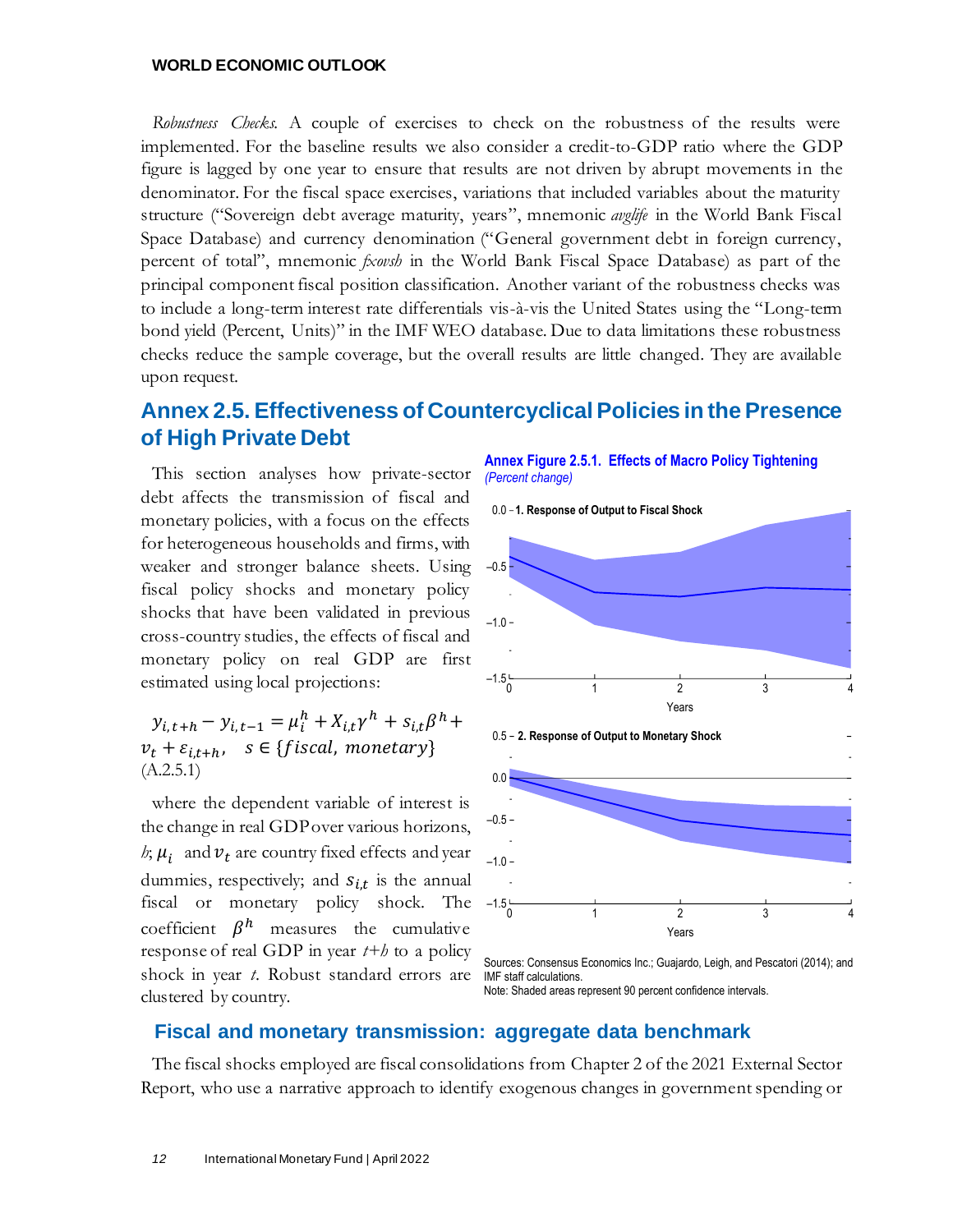*Robustness Checks.* A couple of exercises to check on the robustness of the results were implemented. For the baseline results we also consider a credit-to-GDP ratio where the GDP figure is lagged by one year to ensure that results are not driven by abrupt movements in the denominator. For the fiscal space exercises, variations that included variables about the maturity structure ("Sovereign debt average maturity, years", mnemonic *avglife* in the World Bank Fiscal Space Database) and currency denomination ("General government debt in foreign currency, percent of total", mnemonic *fxovsh* in the World Bank Fiscal Space Database) as part of the principal component fiscal position classification. Another variant of the robustness checks was to include a long-term interest rate differentials vis-à-vis the United States using the "Long-term bond yield (Percent, Units)" in the IMF WEO database. Due to data limitations these robustness checks reduce the sample coverage, but the overall results are little changed. They are available upon request.

## Annex 2.5. Effectiveness of Countercyclical Policies in the Presence of High Private Debt

This section analyses how private-sector debt affects the transmission of fiscal and monetary policies, with a focus on the effects for heterogeneous households and firms, with weaker and stronger balance sheets. Using fiscal policy shocks and monetary policy shocks that have been validated in previous cross-country studies, the effects of fiscal and monetary policy on real GDP are first estimated using local projections:

$$y_{i,t+h} - y_{i,t-1} = \mu_i^h + X_{i,t}\gamma^h + s_{i,t}\beta^h + v_t + \varepsilon_{i,t+h}, \quad s \in \{fiscal,\ monetary\} \tag{A.2.5.1}$$

where the dependent variable of interest is the change in real GDP over various horizons, *h*; $\mu_i$ and $v_t$ are country fixed effects and year dummies, respectively; and $s_{i,t}$ is the annual fiscal or monetary policy shock. The coefficient $\beta^h$ measures the cumulative response of real GDP in year *t+h* to a policy shock in year *t*. Robust standard errors are clustered by country.

**Annex Figure 2.5.1. Effects of Macro Policy Tightening**
*(Percent change)*

Sources: Consensus Economics Inc.; Guajardo, Leigh, and Pescatori (2014); and IMF staff calculations.
Note: Shaded areas represent 90 percent confidence intervals.

### Fiscal and monetary transmission: aggregate data benchmark

The fiscal shocks employed are fiscal consolidations from Chapter 2 of the 2021 External Sector Report, who use a narrative approach to identify exogenous changes in government spending or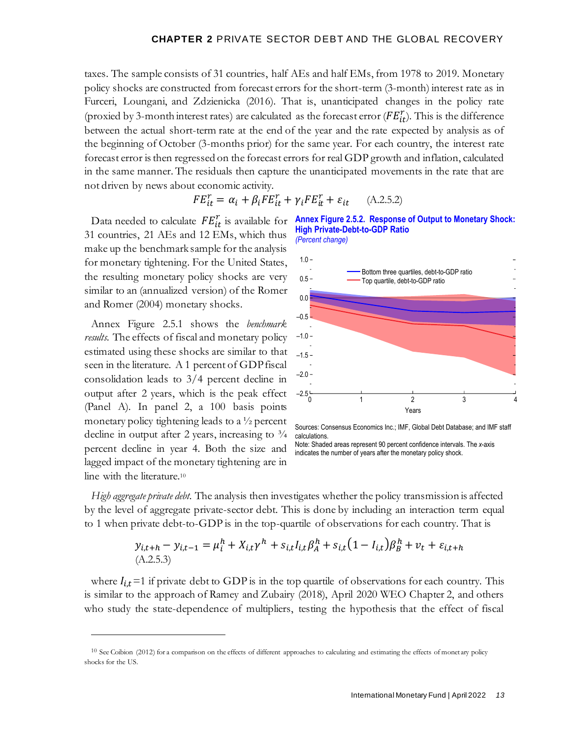taxes. The sample consists of 31 countries, half AEs and half EMs, from 1978 to 2019. Monetary policy shocks are constructed from forecast errors for the short-term (3-month) interest rate as in Furceri, Loungani, and Zdzienicka (2016). That is, unanticipated changes in the policy rate (proxied by 3-month interest rates) are calculated as the forecast error ($FE_{it}^{r}$). This is the difference between the actual short-term rate at the end of the year and the rate expected by analysis as of the beginning of October (3-months prior) for the same year. For each country, the interest rate forecast error is then regressed on the forecast errors for real GDP growth and inflation, calculated in the same manner. The residuals then capture the unanticipated movements in the rate that are not driven by news about economic activity.

$$FE_{it}^{r} = \alpha_i + \beta_i FE_{it}^{r} + \gamma_i FE_{it}^{r} + \varepsilon_{it} \qquad \text{(A.2.5.2)}$$

Data needed to calculate $FE_{it}^{r}$ is available for 31 countries, 21 AEs and 12 EMs, which thus make up the benchmark sample for the analysis for monetary tightening. For the United States, the resulting monetary policy shocks are very similar to an (annualized version) of the Romer and Romer (2004) monetary shocks.

Annex Figure 2.5.1 shows the *benchmark results.* The effects of fiscal and monetary policy estimated using these shocks are similar to that seen in the literature. A 1 percent of GDP fiscal consolidation leads to 3/4 percent decline in output after 2 years, which is the peak effect (Panel A). In panel 2, a 100 basis points monetary policy tightening leads to a ½ percent decline in output after 2 years, increasing to ¾ percent decline in year 4. Both the size and lagged impact of the monetary tightening are in line with the literature.[10]

**Annex Figure 2.5.2. Response of Output to Monetary Shock: High Private-Debt-to-GDP Ratio**
*(Percent change)*

Sources: Consensus Economics Inc.; IMF, Global Debt Database; and IMF staff calculations.
Note: Shaded areas represent 90 percent confidence intervals. The *x*-axis indicates the number of years after the monetary policy shock.

*High aggregate private debt.* The analysis then investigates whether the policy transmission is affected by the level of aggregate private-sector debt. This is done by including an interaction term equal to 1 when private debt-to-GDP is in the top-quartile of observations for each country. That is

$$y_{i,t+h} - y_{i,t-1} = \mu_i^h + X_{i,t}\gamma^h + s_{i,t}I_{i,t}\beta_A^h + s_{i,t}(1 - I_{i,t})\beta_B^h + v_t + \varepsilon_{i,t+h} \qquad \text{(A.2.5.3)}$$

where $I_{i,t}=1$ if private debt to GDP is in the top quartile of observations for each country. This is similar to the approach of Ramey and Zubairy (2018), April 2020 WEO Chapter 2, and others who study the state-dependence of multipliers, testing the hypothesis that the effect of fiscal

---

[10] See Coibion (2012) for a comparison on the effects of different approaches to calculating and estimating the effects of monetary policy shocks for the US.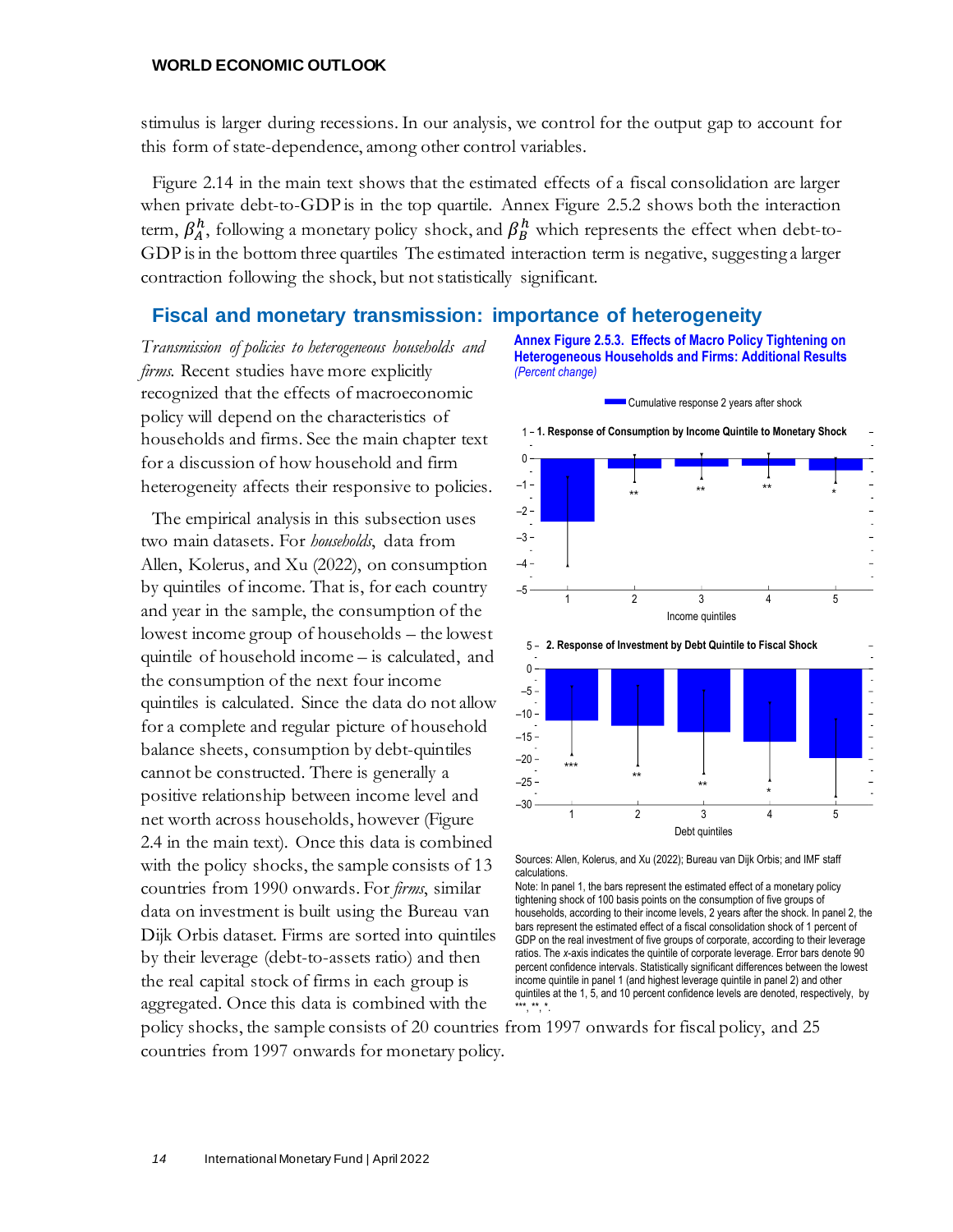stimulus is larger during recessions. In our analysis, we control for the output gap to account for this form of state-dependence, among other control variables.

Figure 2.14 in the main text shows that the estimated effects of a fiscal consolidation are larger when private debt-to-GDP is in the top quartile. Annex Figure 2.5.2 shows both the interaction term, $\beta_A^h$, following a monetary policy shock, and $\beta_B^h$ which represents the effect when debt-to-GDP is in the bottom three quartiles The estimated interaction term is negative, suggesting a larger contraction following the shock, but not statistically significant.

## Fiscal and monetary transmission: importance of heterogeneity

*Transmission of policies to heterogeneous households and firms.* Recent studies have more explicitly recognized that the effects of macroeconomic policy will depend on the characteristics of households and firms. See the main chapter text for a discussion of how household and firm heterogeneity affects their responsive to policies.

The empirical analysis in this subsection uses two main datasets. For *households*, data from Allen, Kolerus, and Xu (2022), on consumption by quintiles of income. That is, for each country and year in the sample, the consumption of the lowest income group of households – the lowest quintile of household income – is calculated, and the consumption of the next four income quintiles is calculated. Since the data do not allow for a complete and regular picture of household balance sheets, consumption by debt-quintiles cannot be constructed. There is generally a positive relationship between income level and net worth across households, however (Figure 2.4 in the main text). Once this data is combined with the policy shocks, the sample consists of 13 countries from 1990 onwards. For *firms*, similar data on investment is built using the Bureau van Dijk Orbis dataset. Firms are sorted into quintiles by their leverage (debt-to-assets ratio) and then the real capital stock of firms in each group is aggregated. Once this data is combined with the policy shocks, the sample consists of 20 countries from 1997 onwards for fiscal policy, and 25 countries from 1997 onwards for monetary policy.

**Annex Figure 2.5.3. Effects of Macro Policy Tightening on Heterogeneous Households and Firms: Additional Results**
*(Percent change)*

Sources: Allen, Kolerus, and Xu (2022); Bureau van Dijk Orbis; and IMF staff calculations.
Note: In panel 1, the bars represent the estimated effect of a monetary policy tightening shock of 100 basis points on the consumption of five groups of households, according to their income levels, 2 years after the shock. In panel 2, the bars represent the estimated effect of a fiscal consolidation shock of 1 percent of GDP on the real investment of five groups of corporate, according to their leverage ratios. The *x*-axis indicates the quintile of corporate leverage. Error bars denote 90 percent confidence intervals. Statistically significant differences between the lowest income quintile in panel 1 (and highest leverage quintile in panel 2) and other quintiles at the 1, 5, and 10 percent confidence levels are denoted, respectively, by ***, **, *.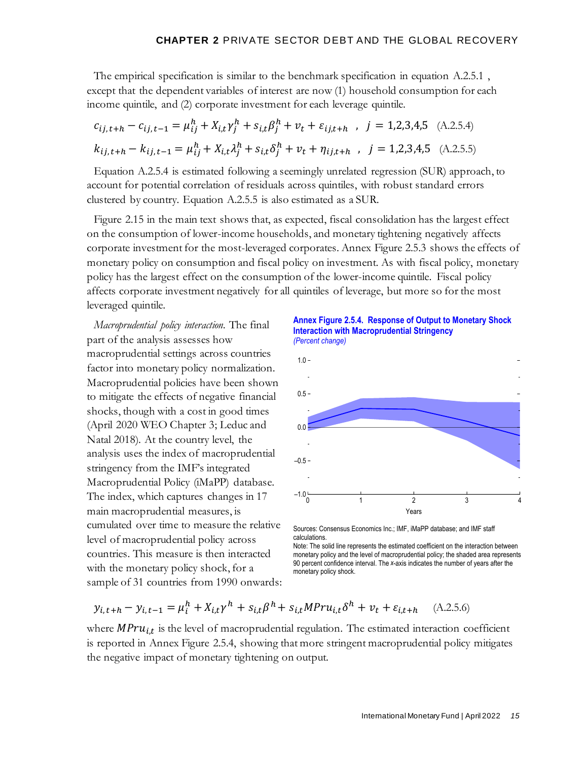The empirical specification is similar to the benchmark specification in equation A.2.5.1 , except that the dependent variables of interest are now (1) household consumption for each income quintile, and (2) corporate investment for each leverage quintile.

$$c_{ij,t+h} - c_{ij,t-1} = \mu_{ij}^h + X_{i,t}\gamma_j^h + s_{i,t}\beta_j^h + v_t + \varepsilon_{ij,t+h} \quad , \quad j = 1,2,3,4,5 \quad \text{(A.2.5.4)}$$

$$k_{ij,t+h} - k_{ij,t-1} = \mu_{ij}^h + X_{i,t}\lambda_j^h + s_{i,t}\delta_j^h + v_t + \eta_{ij,t+h} \quad , \quad j = 1,2,3,4,5 \quad \text{(A.2.5.5)}$$

Equation A.2.5.4 is estimated following a seemingly unrelated regression (SUR) approach, to account for potential correlation of residuals across quintiles, with robust standard errors clustered by country. Equation A.2.5.5 is also estimated as a SUR.

Figure 2.15 in the main text shows that, as expected, fiscal consolidation has the largest effect on the consumption of lower-income households, and monetary tightening negatively affects corporate investment for the most-leveraged corporates. Annex Figure 2.5.3 shows the effects of monetary policy on consumption and fiscal policy on investment. As with fiscal policy, monetary policy has the largest effect on the consumption of the lower-income quintile. Fiscal policy affects corporate investment negatively for all quintiles of leverage, but more so for the most leveraged quintile.

*Macroprudential policy interaction.* The final part of the analysis assesses how macroprudential settings across countries factor into monetary policy normalization. Macroprudential policies have been shown to mitigate the effects of negative financial shocks, though with a cost in good times (April 2020 WEO Chapter 3; Leduc and Natal 2018). At the country level, the analysis uses the index of macroprudential stringency from the IMF's integrated Macroprudential Policy (iMaPP) database. The index, which captures changes in 17 main macroprudential measures, is cumulated over time to measure the relative level of macroprudential policy across countries. This measure is then interacted with the monetary policy shock, for a sample of 31 countries from 1990 onwards:

**Annex Figure 2.5.4. Response of Output to Monetary Shock Interaction with Macroprudential Stringency**
*(Percent change)*

Sources: Consensus Economics Inc.; IMF, iMaPP database; and IMF staff calculations.
Note: The solid line represents the estimated coefficient on the interaction between monetary policy and the level of macroprudential policy; the shaded area represents 90 percent confidence interval. The *x*-axis indicates the number of years after the monetary policy shock.

$$y_{i,t+h} - y_{i,t-1} = \mu_i^h + X_{i,t}\gamma^h + s_{i,t}\beta^h + s_{i,t}MPru_{i,t}\delta^h + v_t + \varepsilon_{i,t+h} \quad \text{(A.2.5.6)}$$

where $MPru_{i,t}$ is the level of macroprudential regulation. The estimated interaction coefficient is reported in Annex Figure 2.5.4, showing that more stringent macroprudential policy mitigates the negative impact of monetary tightening on output.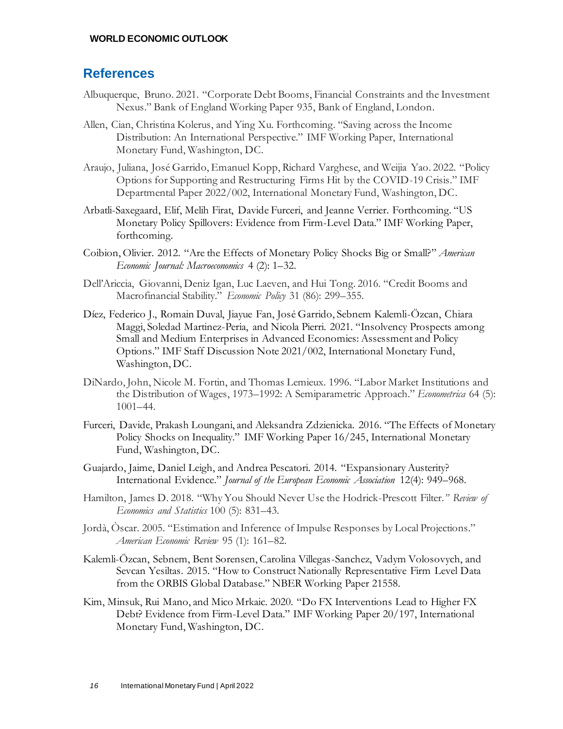## References

Albuquerque, Bruno. 2021. "Corporate Debt Booms, Financial Constraints and the Investment Nexus." Bank of England Working Paper 935, Bank of England, London.

Allen, Cian, Christina Kolerus, and Ying Xu. Forthcoming. "Saving across the Income Distribution: An International Perspective." IMF Working Paper, International Monetary Fund, Washington, DC.

Araujo, Juliana, José Garrido, Emanuel Kopp, Richard Varghese, and Weijia Yao. 2022. "Policy Options for Supporting and Restructuring Firms Hit by the COVID-19 Crisis." IMF Departmental Paper 2022/002, International Monetary Fund, Washington, DC.

Arbatli-Saxegaard, Elif, Melih Firat, Davide Furceri, and Jeanne Verrier. Forthcoming. "US Monetary Policy Spillovers: Evidence from Firm-Level Data." IMF Working Paper, forthcoming.

Coibion, Olivier. 2012. "Are the Effects of Monetary Policy Shocks Big or Small?" *American Economic Journal: Macroeconomics* 4 (2): 1–32.

Dell'Ariccia, Giovanni, Deniz Igan, Luc Laeven, and Hui Tong. 2016. "Credit Booms and Macrofinancial Stability." *Economic Policy* 31 (86): 299–355.

Díez, Federico J., Romain Duval, Jiayue Fan, José Garrido, Sebnem Kalemli-Özcan, Chiara Maggi, Soledad Martinez-Peria, and Nicola Pierri. 2021. "Insolvency Prospects among Small and Medium Enterprises in Advanced Economies: Assessment and Policy Options." IMF Staff Discussion Note 2021/002, International Monetary Fund, Washington, DC.

DiNardo, John, Nicole M. Fortin, and Thomas Lemieux. 1996. "Labor Market Institutions and the Distribution of Wages, 1973–1992: A Semiparametric Approach." *Econometrica* 64 (5): 1001–44.

Furceri, Davide, Prakash Loungani, and Aleksandra Zdzienicka. 2016. "The Effects of Monetary Policy Shocks on Inequality." IMF Working Paper 16/245, International Monetary Fund, Washington, DC.

Guajardo, Jaime, Daniel Leigh, and Andrea Pescatori. 2014. "Expansionary Austerity? International Evidence." *Journal of the European Economic Association* 12(4): 949–968.

Hamilton, James D. 2018. "Why You Should Never Use the Hodrick-Prescott Filter." *Review of Economics and Statistics* 100 (5): 831–43.

Jordà, Òscar. 2005. "Estimation and Inference of Impulse Responses by Local Projections." *American Economic Review* 95 (1): 161–82.

Kalemli-Özcan, Sebnem, Bent Sorensen, Carolina Villegas-Sanchez, Vadym Volosovych, and Sevcan Yesiltas. 2015. "How to Construct Nationally Representative Firm Level Data from the ORBIS Global Database." NBER Working Paper 21558.

Kim, Minsuk, Rui Mano, and Mico Mrkaic. 2020. "Do FX Interventions Lead to Higher FX Debt? Evidence from Firm-Level Data." IMF Working Paper 20/197, International Monetary Fund, Washington, DC.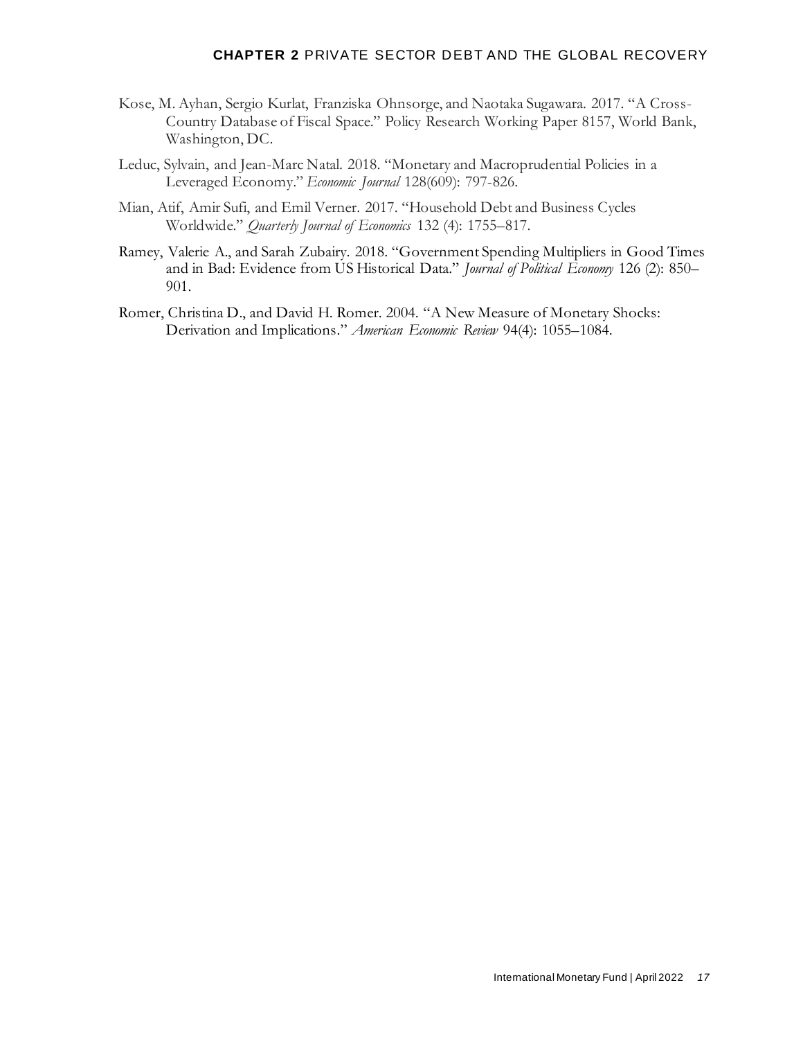Kose, M. Ayhan, Sergio Kurlat, Franziska Ohnsorge, and Naotaka Sugawara. 2017. "A Cross-Country Database of Fiscal Space." Policy Research Working Paper 8157, World Bank, Washington, DC.

Leduc, Sylvain, and Jean-Marc Natal. 2018. "Monetary and Macroprudential Policies in a Leveraged Economy." *Economic Journal* 128(609): 797-826.

Mian, Atif, Amir Sufi, and Emil Verner. 2017. "Household Debt and Business Cycles Worldwide." *Quarterly Journal of Economics* 132 (4): 1755–817.

Ramey, Valerie A., and Sarah Zubairy. 2018. "Government Spending Multipliers in Good Times and in Bad: Evidence from US Historical Data." *Journal of Political Economy* 126 (2): 850–901.

Romer, Christina D., and David H. Romer. 2004. "A New Measure of Monetary Shocks: Derivation and Implications." *American Economic Review* 94(4): 1055–1084.